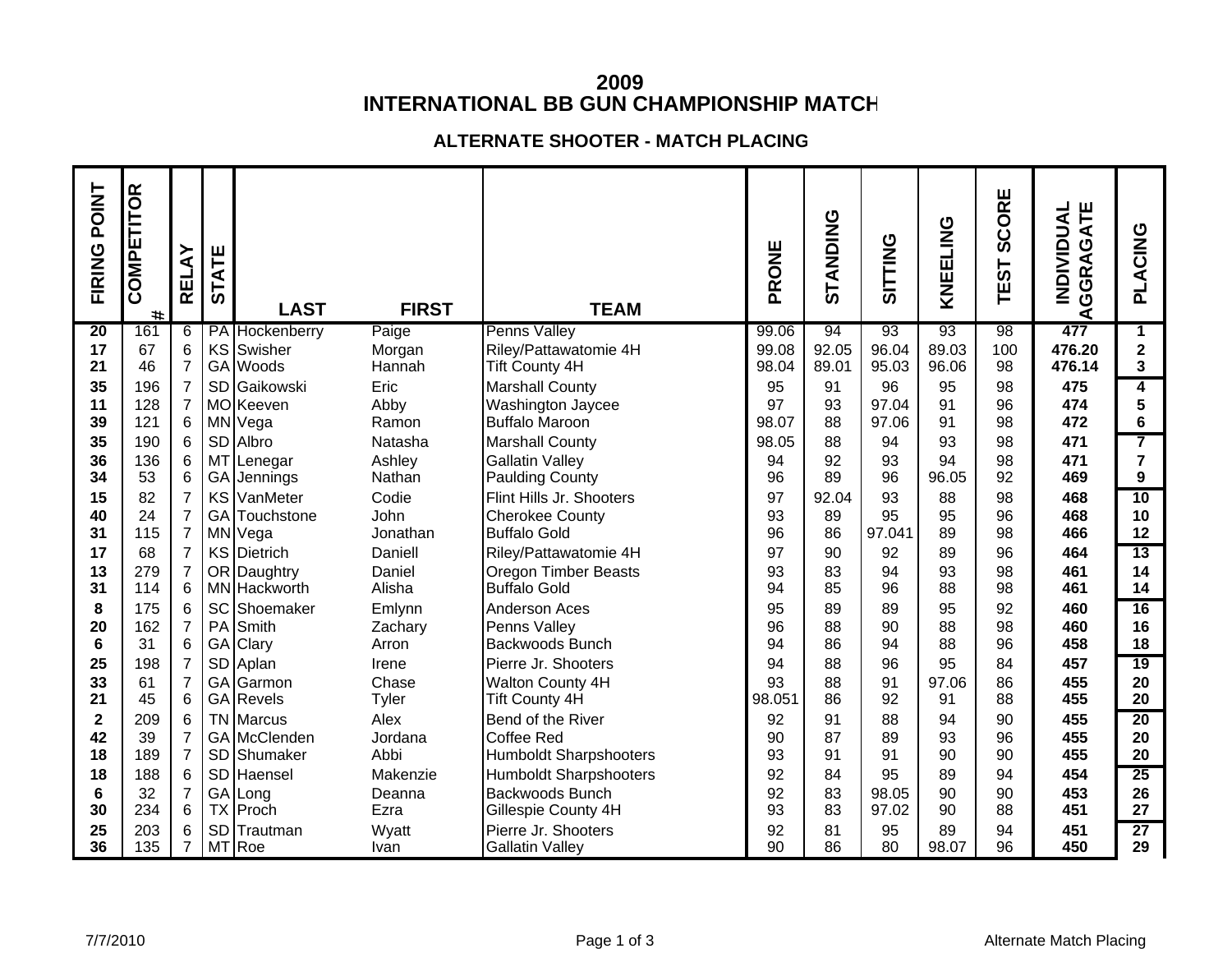# 2009
# INTERNATIONAL BB GUN CHAMPIONSHIP MATCH

## ALTERNATE SHOOTER - MATCH PLACING

| FIRING POINT | COMPETITOR # | RELAY | STATE | LAST | FIRST | TEAM | PRONE | STANDING | SITTING | KNEELING | TEST SCORE | INDIVIDUAL AGGRAGATE | PLACING |
|---|---|---|---|---|---|---|---|---|---|---|---|---|---|
| 20 | 161 | 6 | PA | Hockenberry | Paige | Penns Valley | 99.06 | 94 | 93 | 93 | 98 | **477** | **1** |
| 17 | 67 | 6 | KS | Swisher | Morgan | Riley/Pattawatomie 4H | 99.08 | 92.05 | 96.04 | 89.03 | 100 | **476.20** | **2** |
| 21 | 46 | 7 | GA | Woods | Hannah | Tift County 4H | 98.04 | 89.01 | 95.03 | 96.06 | 98 | **476.14** | **3** |
| 35 | 196 | 7 | SD | Gaikowski | Eric | Marshall County | 95 | 91 | 96 | 95 | 98 | **475** | **4** |
| 11 | 128 | 7 | MO | Keeven | Abby | Washington Jaycee | 97 | 93 | 97.04 | 91 | 96 | **474** | **5** |
| 39 | 121 | 6 | MN | Vega | Ramon | Buffalo Maroon | 98.07 | 88 | 97.06 | 91 | 98 | **472** | **6** |
| 35 | 190 | 6 | SD | Albro | Natasha | Marshall County | 98.05 | 88 | 94 | 93 | 98 | **471** | **7** |
| 36 | 136 | 6 | MT | Lenegar | Ashley | Gallatin Valley | 94 | 92 | 93 | 94 | 98 | **471** | **7** |
| 34 | 53 | 6 | GA | Jennings | Nathan | Paulding County | 96 | 89 | 96 | 96.05 | 92 | **469** | **9** |
| 15 | 82 | 7 | KS | VanMeter | Codie | Flint Hills Jr. Shooters | 97 | 92.04 | 93 | 88 | 98 | **468** | **10** |
| 40 | 24 | 7 | GA | Touchstone | John | Cherokee County | 93 | 89 | 95 | 95 | 96 | **468** | **10** |
| 31 | 115 | 7 | MN | Vega | Jonathan | Buffalo Gold | 96 | 86 | 97.041 | 89 | 98 | **466** | **12** |
| 17 | 68 | 7 | KS | Dietrich | Daniell | Riley/Pattawatomie 4H | 97 | 90 | 92 | 89 | 96 | **464** | **13** |
| 13 | 279 | 7 | OR | Daughtry | Daniel | Oregon Timber Beasts | 93 | 83 | 94 | 93 | 98 | **461** | **14** |
| 31 | 114 | 6 | MN | Hackworth | Alisha | Buffalo Gold | 94 | 85 | 96 | 88 | 98 | **461** | **14** |
| 8 | 175 | 6 | SC | Shoemaker | Emlynn | Anderson Aces | 95 | 89 | 89 | 95 | 92 | **460** | **16** |
| 20 | 162 | 7 | PA | Smith | Zachary | Penns Valley | 96 | 88 | 90 | 88 | 98 | **460** | **16** |
| 6 | 31 | 6 | GA | Clary | Arron | Backwoods Bunch | 94 | 86 | 94 | 88 | 96 | **458** | **18** |
| 25 | 198 | 7 | SD | Aplan | Irene | Pierre Jr. Shooters | 94 | 88 | 96 | 95 | 84 | **457** | **19** |
| 33 | 61 | 7 | GA | Garmon | Chase | Walton County 4H | 93 | 88 | 91 | 97.06 | 86 | **455** | **20** |
| 21 | 45 | 6 | GA | Revels | Tyler | Tift County 4H | 98.051 | 86 | 92 | 91 | 88 | **455** | **20** |
| 2 | 209 | 6 | TN | Marcus | Alex | Bend of the River | 92 | 91 | 88 | 94 | 90 | **455** | **20** |
| 42 | 39 | 7 | GA | McClenden | Jordana | Coffee Red | 90 | 87 | 89 | 93 | 96 | **455** | **20** |
| 18 | 189 | 7 | SD | Shumaker | Abbi | Humboldt Sharpshooters | 93 | 91 | 91 | 90 | 90 | **455** | **20** |
| 18 | 188 | 6 | SD | Haensel | Makenzie | Humboldt Sharpshooters | 92 | 84 | 95 | 89 | 94 | **454** | **25** |
| 6 | 32 | 7 | GA | Long | Deanna | Backwoods Bunch | 92 | 83 | 98.05 | 90 | 90 | **453** | **26** |
| 30 | 234 | 6 | TX | Proch | Ezra | Gillespie County 4H | 93 | 83 | 97.02 | 90 | 88 | **451** | **27** |
| 25 | 203 | 6 | SD | Trautman | Wyatt | Pierre Jr. Shooters | 92 | 81 | 95 | 89 | 94 | **451** | **27** |
| 36 | 135 | 7 | MT | Roe | Ivan | Gallatin Valley | 90 | 86 | 80 | 98.07 | 96 | **450** | **29** |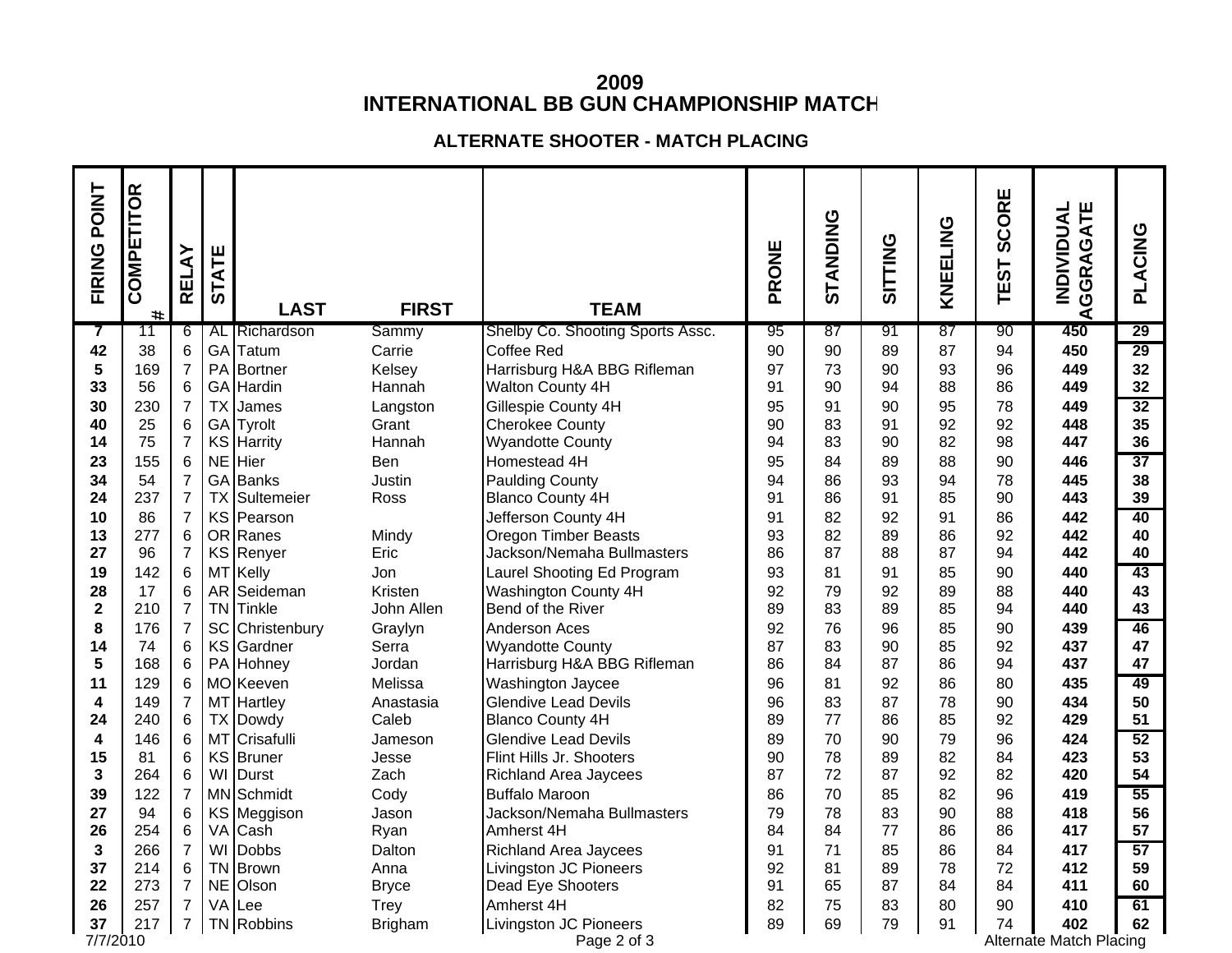# 2009
# INTERNATIONAL BB GUN CHAMPIONSHIP MATCH

### ALTERNATE SHOOTER - MATCH PLACING

| FIRING POINT | COMPETITOR # | RELAY | STATE | LAST | FIRST | TEAM | PRONE | STANDING | SITTING | KNEELING | TEST SCORE | INDIVIDUAL AGGRAGATE | PLACING |
|---|---|---|---|---|---|---|---|---|---|---|---|---|---|
| 7 | 11 | 6 | AL | Richardson | Sammy | Shelby Co. Shooting Sports Assc. | 95 | 87 | 91 | 87 | 90 | **450** | **29** |
| 42 | 38 | 6 | GA | Tatum | Carrie | Coffee Red | 90 | 90 | 89 | 87 | 94 | **450** | **29** |
| 5 | 169 | 7 | PA | Bortner | Kelsey | Harrisburg H&A BBG Rifleman | 97 | 73 | 90 | 93 | 96 | **449** | **32** |
| 33 | 56 | 6 | GA | Hardin | Hannah | Walton County 4H | 91 | 90 | 94 | 88 | 86 | **449** | **32** |
| 30 | 230 | 7 | TX | James | Langston | Gillespie County 4H | 95 | 91 | 90 | 95 | 78 | **449** | **32** |
| 40 | 25 | 6 | GA | Tyrolt | Grant | Cherokee County | 90 | 83 | 91 | 92 | 92 | **448** | **35** |
| 14 | 75 | 7 | KS | Harrity | Hannah | Wyandotte County | 94 | 83 | 90 | 82 | 98 | **447** | **36** |
| 23 | 155 | 6 | NE | Hier | Ben | Homestead 4H | 95 | 84 | 89 | 88 | 90 | **446** | **37** |
| 34 | 54 | 7 | GA | Banks | Justin | Paulding County | 94 | 86 | 93 | 94 | 78 | **445** | **38** |
| 24 | 237 | 7 | TX | Sultemeier | Ross | Blanco County 4H | 91 | 86 | 91 | 85 | 90 | **443** | **39** |
| 10 | 86 | 7 | KS | Pearson | | Jefferson County 4H | 91 | 82 | 92 | 91 | 86 | **442** | **40** |
| 13 | 277 | 6 | OR | Ranes | Mindy | Oregon Timber Beasts | 93 | 82 | 89 | 86 | 92 | **442** | **40** |
| 27 | 96 | 7 | KS | Renyer | Eric | Jackson/Nemaha Bullmasters | 86 | 87 | 88 | 87 | 94 | **442** | **40** |
| 19 | 142 | 6 | MT | Kelly | Jon | Laurel Shooting Ed Program | 93 | 81 | 91 | 85 | 90 | **440** | **43** |
| 28 | 17 | 6 | AR | Seideman | Kristen | Washington County 4H | 92 | 79 | 92 | 89 | 88 | **440** | **43** |
| 2 | 210 | 7 | TN | Tinkle | John Allen | Bend of the River | 89 | 83 | 89 | 85 | 94 | **440** | **43** |
| 8 | 176 | 7 | SC | Christenbury | Graylyn | Anderson Aces | 92 | 76 | 96 | 85 | 90 | **439** | **46** |
| 14 | 74 | 6 | KS | Gardner | Serra | Wyandotte County | 87 | 83 | 90 | 85 | 92 | **437** | **47** |
| 5 | 168 | 6 | PA | Hohney | Jordan | Harrisburg H&A BBG Rifleman | 86 | 84 | 87 | 86 | 94 | **437** | **47** |
| 11 | 129 | 6 | MO | Keeven | Melissa | Washington Jaycee | 96 | 81 | 92 | 86 | 80 | **435** | **49** |
| 4 | 149 | 7 | MT | Hartley | Anastasia | Glendive Lead Devils | 96 | 83 | 87 | 78 | 90 | **434** | **50** |
| 24 | 240 | 6 | TX | Dowdy | Caleb | Blanco County 4H | 89 | 77 | 86 | 85 | 92 | **429** | **51** |
| 4 | 146 | 6 | MT | Crisafulli | Jameson | Glendive Lead Devils | 89 | 70 | 90 | 79 | 96 | **424** | **52** |
| 15 | 81 | 6 | KS | Bruner | Jesse | Flint Hills Jr. Shooters | 90 | 78 | 89 | 82 | 84 | **423** | **53** |
| 3 | 264 | 6 | WI | Durst | Zach | Richland Area Jaycees | 87 | 72 | 87 | 92 | 82 | **420** | **54** |
| 39 | 122 | 7 | MN | Schmidt | Cody | Buffalo Maroon | 86 | 70 | 85 | 82 | 96 | **419** | **55** |
| 27 | 94 | 6 | KS | Meggison | Jason | Jackson/Nemaha Bullmasters | 79 | 78 | 83 | 90 | 88 | **418** | **56** |
| 26 | 254 | 6 | VA | Cash | Ryan | Amherst 4H | 84 | 84 | 77 | 86 | 86 | **417** | **57** |
| 3 | 266 | 7 | WI | Dobbs | Dalton | Richland Area Jaycees | 91 | 71 | 85 | 86 | 84 | **417** | **57** |
| 37 | 214 | 6 | TN | Brown | Anna | Livingston JC Pioneers | 92 | 81 | 89 | 78 | 72 | **412** | **59** |
| 22 | 273 | 7 | NE | Olson | Bryce | Dead Eye Shooters | 91 | 65 | 87 | 84 | 84 | **411** | **60** |
| 26 | 257 | 7 | VA | Lee | Trey | Amherst 4H | 82 | 75 | 83 | 80 | 90 | **410** | **61** |
| 37 | 217 | 7 | TN | Robbins | Brigham | Livingston JC Pioneers | 89 | 69 | 79 | 91 | 74 | **402** | **62** |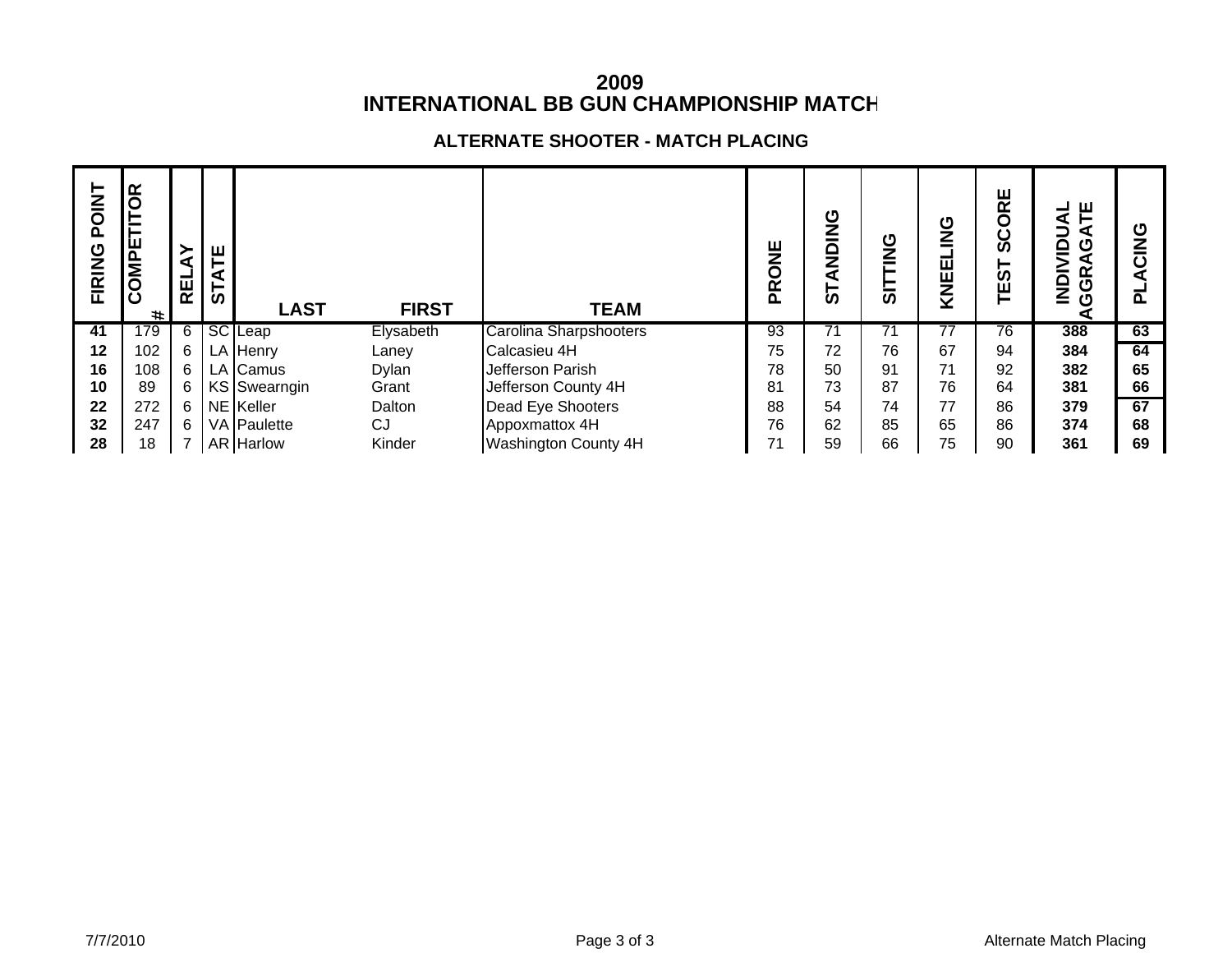# 2009
# INTERNATIONAL BB GUN CHAMPIONSHIP MATCH

## ALTERNATE SHOOTER - MATCH PLACING

| FIRING POINT | COMPETITOR # | RELAY | STATE | LAST | FIRST | TEAM | PRONE | STANDING | SITTING | KNEELING | TEST SCORE | INDIVIDUAL AGGRAGATE | PLACING |
|---|---|---|---|---|---|---|---|---|---|---|---|---|---|
| **41** | 179 | 6 | SC | Leap | Elysabeth | Carolina Sharpshooters | 93 | 71 | 71 | 77 | 76 | **388** | **63** |
| **12** | 102 | 6 | LA | Henry | Laney | Calcasieu 4H | 75 | 72 | 76 | 67 | 94 | **384** | **64** |
| **16** | 108 | 6 | LA | Camus | Dylan | Jefferson Parish | 78 | 50 | 91 | 71 | 92 | **382** | **65** |
| **10** | 89 | 6 | KS | Swearngin | Grant | Jefferson County 4H | 81 | 73 | 87 | 76 | 64 | **381** | **66** |
| **22** | 272 | 6 | NE | Keller | Dalton | Dead Eye Shooters | 88 | 54 | 74 | 77 | 86 | **379** | **67** |
| **32** | 247 | 6 | VA | Paulette | CJ | Appoxmattox 4H | 76 | 62 | 85 | 65 | 86 | **374** | **68** |
| **28** | 18 | 7 | AR | Harlow | Kinder | Washington County 4H | 71 | 59 | 66 | 75 | 90 | **361** | **69** |